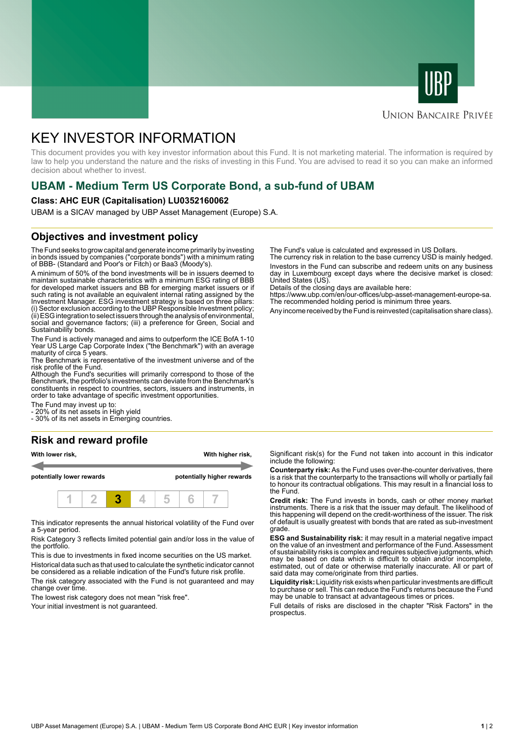# KEY INVESTOR INFORMATION

This document provides you with key investor information about this Fund. It is not marketing material. The information is required by law to help you understand the nature and the risks of investing in this Fund. You are advised to read it so you can make an informed decision about whether to invest.

## UBAM - Medium Term US Corporate Bond, a sub-fund of UBAM

**Class: AHC EUR (Capitalisation) LU0352160062**

UBAM is a SICAV managed by UBP Asset Management (Europe) S.A.

## Objectives and investment policy

The Fund seeks to grow capital and generate income primarily by investing in bonds issued by companies ("corporate bonds") with a minimum rating of BBB- (Standard and Poor's or Fitch) or Baa3 (Moody's).

A minimum of 50% of the bond investments will be in issuers deemed to maintain sustainable characteristics with a minimum ESG rating of BBB for developed market issuers and BB for emerging market issuers or if such rating is not available an equivalent internal rating assigned by the Investment Manager. ESG investment strategy is based on three pillars: (i) Sector exclusion according to the UBP Responsible Investment policy; (ii) ESG integration to select issuers through the analysis of environmental, social and governance factors; (iii) a preference for Green, Social and Sustainability bonds.

The Fund is actively managed and aims to outperform the ICE BofA 1-10 Year US Large Cap Corporate Index ("the Benchmark") with an average maturity of circa 5 years.
The Benchmark is representative of the investment universe and of the risk profile of the Fund.
Although the Fund's securities will primarily correspond to those of the Benchmark, the portfolio's investments can deviate from the Benchmark's constituents in respect to countries, sectors, issuers and instruments, in order to take advantage of specific investment opportunities.

The Fund may invest up to:
- 20% of its net assets in High yield
- 30% of its net assets in Emerging countries.

The Fund's value is calculated and expressed in US Dollars.
The currency risk in relation to the base currency USD is mainly hedged.

Investors in the Fund can subscribe and redeem units on any business day in Luxembourg except days where the decisive market is closed: United States (US).
Details of the closing days are available here:
https://www.ubp.com/en/our-offices/ubp-asset-management-europe-sa.
The recommended holding period is minimum three years.

Any income received by the Fund is reinvested (capitalisation share class).

## Risk and reward profile

**With lower risk,** — **With higher risk,**

**potentially lower rewards** — **potentially higher rewards**

| 1 | 2 | **3** | 4 | 5 | 6 | 7 |
|---|---|---|---|---|---|---|

This indicator represents the annual historical volatility of the Fund over a 5-year period.

Risk Category 3 reflects limited potential gain and/or loss in the value of the portfolio.

This is due to investments in fixed income securities on the US market.

Historical data such as that used to calculate the synthetic indicator cannot be considered as a reliable indication of the Fund's future risk profile.

The risk category associated with the Fund is not guaranteed and may change over time.

The lowest risk category does not mean "risk free".

Your initial investment is not guaranteed.

Significant risk(s) for the Fund not taken into account in this indicator include the following:

**Counterparty risk:** As the Fund uses over-the-counter derivatives, there is a risk that the counterparty to the transactions will wholly or partially fail to honour its contractual obligations. This may result in a financial loss to the Fund.

**Credit risk:** The Fund invests in bonds, cash or other money market instruments. There is a risk that the issuer may default. The likelihood of this happening will depend on the credit-worthiness of the issuer. The risk of default is usually greatest with bonds that are rated as sub-investment grade.

**ESG and Sustainability risk:** it may result in a material negative impact on the value of an investment and performance of the Fund. Assessment of sustainability risks is complex and requires subjective judgments, which may be based on data which is difficult to obtain and/or incomplete, estimated, out of date or otherwise materially inaccurate. All or part of said data may come/originate from third parties.

**Liquidity risk:** Liquidity risk exists when particular investments are difficult to purchase or sell. This can reduce the Fund's returns because the Fund may be unable to transact at advantageous times or prices.

Full details of risks are disclosed in the chapter "Risk Factors" in the prospectus.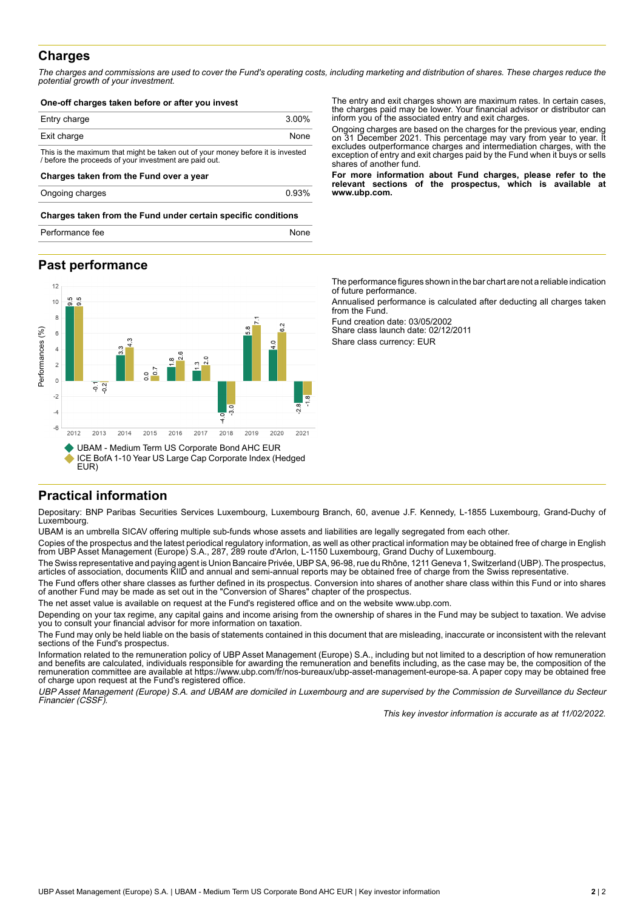## Charges

*The charges and commissions are used to cover the Fund's operating costs, including marketing and distribution of shares. These charges reduce the potential growth of your investment.*

| One-off charges taken before or after you invest | |
|---|---|
| Entry charge | 3.00% |
| Exit charge | None |

This is the maximum that might be taken out of your money before it is invested / before the proceeds of your investment are paid out.

| Charges taken from the Fund over a year | |
|---|---|
| Ongoing charges | 0.93% |

| Charges taken from the Fund under certain specific conditions | |
|---|---|
| Performance fee | None |

The entry and exit charges shown are maximum rates. In certain cases, the charges paid may be lower. Your financial advisor or distributor can inform you of the associated entry and exit charges.

Ongoing charges are based on the charges for the previous year, ending on 31 December 2021. This percentage may vary from year to year. It excludes outperformance charges and intermediation charges, with the exception of entry and exit charges paid by the Fund when it buys or sells shares of another fund.

**For more information about Fund charges, please refer to the relevant sections of the prospectus, which is available at www.ubp.com.**

## Past performance

Performances (%)

12
10
8
6
4
2
0
-2
-4
-6

2012: 9.5, 9.5
2013: -0.1, -0.2
2014: 3.3, 4.3
2015: 0.0, 0.7
2016: 1.8, 2.6
2017: 1.3, 2.0
2018: -4.0, -3.0
2019: 5.8, 7.1
2020: 4.0, 6.2
2021: -2.8, -1.8

UBAM - Medium Term US Corporate Bond AHC EUR
ICE BofA 1-10 Year US Large Cap Corporate Index (Hedged EUR)

The performance figures shown in the bar chart are not a reliable indication of future performance.

Annualised performance is calculated after deducting all charges taken from the Fund.

Fund creation date: 03/05/2002
Share class launch date: 02/12/2011
Share class currency: EUR

## Practical information

Depositary: BNP Paribas Securities Services Luxembourg, Luxembourg Branch, 60, avenue J.F. Kennedy, L-1855 Luxembourg, Grand-Duchy of Luxembourg.

UBAM is an umbrella SICAV offering multiple sub-funds whose assets and liabilities are legally segregated from each other.

Copies of the prospectus and the latest periodical regulatory information, as well as other practical information may be obtained free of charge in English from UBP Asset Management (Europe) S.A., 287, 289 route d'Arlon, L-1150 Luxembourg, Grand Duchy of Luxembourg.

The Swiss representative and paying agent is Union Bancaire Privée, UBP SA, 96-98, rue du Rhône, 1211 Geneva 1, Switzerland (UBP). The prospectus, articles of association, documents KIID and annual and semi-annual reports may be obtained free of charge from the Swiss representative.

The Fund offers other share classes as further defined in its prospectus. Conversion into shares of another share class within this Fund or into shares of another Fund may be made as set out in the "Conversion of Shares" chapter of the prospectus.

The net asset value is available on request at the Fund's registered office and on the website www.ubp.com.

Depending on your tax regime, any capital gains and income arising from the ownership of shares in the Fund may be subject to taxation. We advise you to consult your financial advisor for more information on taxation.

The Fund may only be held liable on the basis of statements contained in this document that are misleading, inaccurate or inconsistent with the relevant sections of the Fund's prospectus.

Information related to the remuneration policy of UBP Asset Management (Europe) S.A., including but not limited to a description of how remuneration and benefits are calculated, individuals responsible for awarding the remuneration and benefits including, as the case may be, the composition of the remuneration committee are available at https://www.ubp.com/fr/nos-bureaux/ubp-asset-management-europe-sa. A paper copy may be obtained free of charge upon request at the Fund's registered office.

*UBP Asset Management (Europe) S.A. and UBAM are domiciled in Luxembourg and are supervised by the Commission de Surveillance du Secteur Financier (CSSF).*

*This key investor information is accurate as at 11/02/2022.*